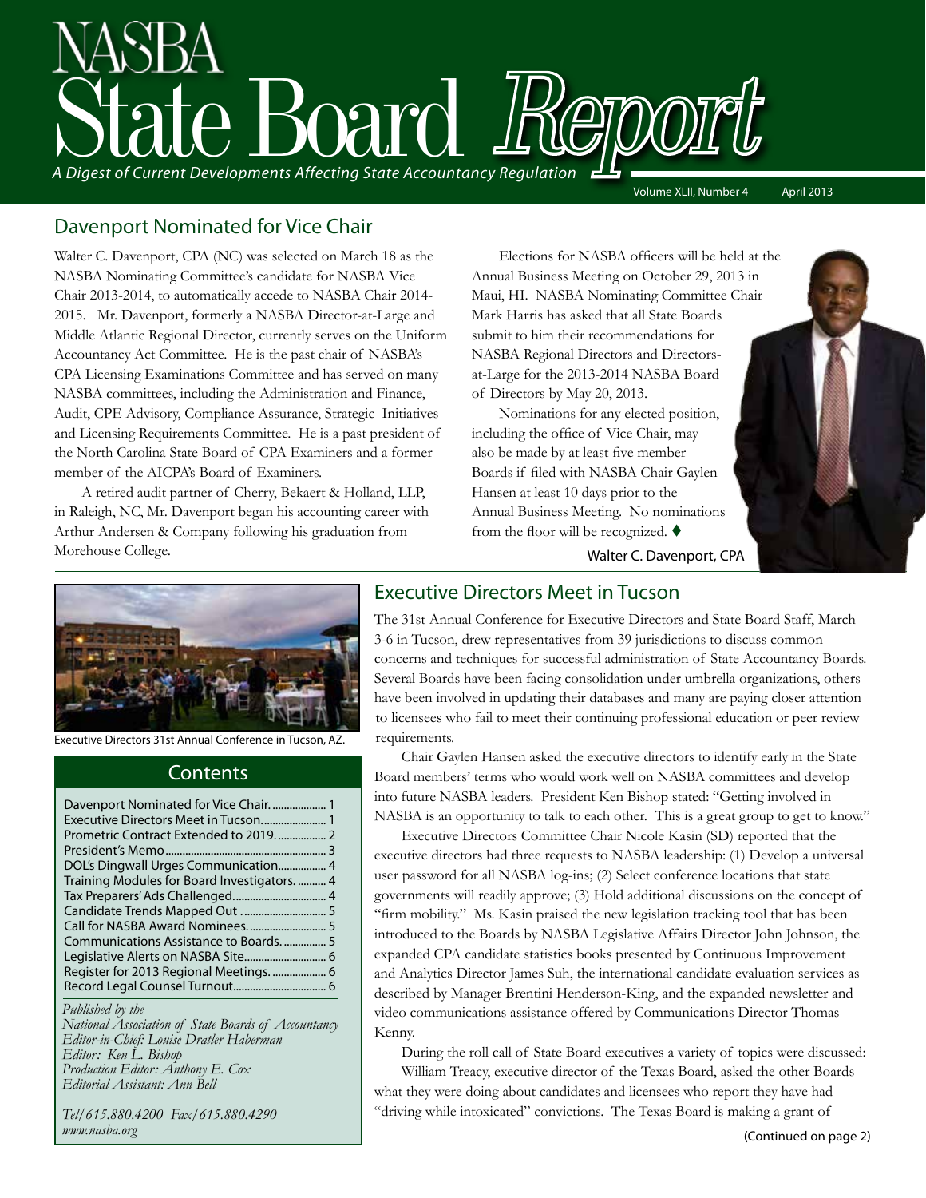# NASBA State Board Report

*A Digest of Current Developments Affecting State Accountancy Regulation*

Volume XLII, Number 4 April 2013

## Davenport Nominated for Vice Chair

Walter C. Davenport, CPA (NC) was selected on March 18 as the NASBA Nominating Committee's candidate for NASBA Vice Chair 2013-2014, to automatically accede to NASBA Chair 2014-2015. Mr. Davenport, formerly a NASBA Director-at-Large and Middle Atlantic Regional Director, currently serves on the Uniform Accountancy Act Committee. He is the past chair of NASBA's CPA Licensing Examinations Committee and has served on many NASBA committees, including the Administration and Finance, Audit, CPE Advisory, Compliance Assurance, Strategic Initiatives and Licensing Requirements Committee. He is a past president of the North Carolina State Board of CPA Examiners and a former member of the AICPA's Board of Examiners.

A retired audit partner of Cherry, Bekaert & Holland, LLP, in Raleigh, NC, Mr. Davenport began his accounting career with Arthur Andersen & Company following his graduation from Morehouse College.

Elections for NASBA officers will be held at the Annual Business Meeting on October 29, 2013 in Maui, HI. NASBA Nominating Committee Chair Mark Harris has asked that all State Boards submit to him their recommendations for NASBA Regional Directors and Directors-at-Large for the 2013-2014 NASBA Board of Directors by May 20, 2013.

Nominations for any elected position, including the office of Vice Chair, may also be made by at least five member Boards if filed with NASBA Chair Gaylen Hansen at least 10 days prior to the Annual Business Meeting. No nominations from the floor will be recognized. ♦

Walter C. Davenport, CPA

Executive Directors 31st Annual Conference in Tucson, AZ.

## Contents

- Davenport Nominated for Vice Chair.................... 1
- Executive Directors Meet in Tucson....................... 1
- Prometric Contract Extended to 2019.................. 2
- President's Memo......................................................... 3
- DOL's Dingwall Urges Communication................. 4
- Training Modules for Board Investigators........... 4
- Tax Preparers' Ads Challenged................................. 4
- Candidate Trends Mapped Out .............................. 5
- Call for NASBA Award Nominees............................ 5
- Communications Assistance to Boards................ 5
- Legislative Alerts on NASBA Site............................. 6
- Register for 2013 Regional Meetings.................... 6
- Record Legal Counsel Turnout................................. 6

*Published by the*
*National Association of State Boards of Accountancy*
*Editor-in-Chief: Louise Dratler Haberman*
*Editor: Ken L. Bishop*
*Production Editor: Anthony E. Cox*
*Editorial Assistant: Ann Bell*

*Tel/615.880.4200 Fax/615.880.4290*
*www.nasba.org*

## Executive Directors Meet in Tucson

The 31st Annual Conference for Executive Directors and State Board Staff, March 3-6 in Tucson, drew representatives from 39 jurisdictions to discuss common concerns and techniques for successful administration of State Accountancy Boards. Several Boards have been facing consolidation under umbrella organizations, others have been involved in updating their databases and many are paying closer attention to licensees who fail to meet their continuing professional education or peer review requirements.

Chair Gaylen Hansen asked the executive directors to identify early in the State Board members' terms who would work well on NASBA committees and develop into future NASBA leaders. President Ken Bishop stated: "Getting involved in NASBA is an opportunity to talk to each other. This is a great group to get to know."

Executive Directors Committee Chair Nicole Kasin (SD) reported that the executive directors had three requests to NASBA leadership: (1) Develop a universal user password for all NASBA log-ins; (2) Select conference locations that state governments will readily approve; (3) Hold additional discussions on the concept of "firm mobility." Ms. Kasin praised the new legislation tracking tool that has been introduced to the Boards by NASBA Legislative Affairs Director John Johnson, the expanded CPA candidate statistics books presented by Continuous Improvement and Analytics Director James Suh, the international candidate evaluation services as described by Manager Brentini Henderson-King, and the expanded newsletter and video communications assistance offered by Communications Director Thomas Kenny.

During the roll call of State Board executives a variety of topics were discussed:

William Treacy, executive director of the Texas Board, asked the other Boards what they were doing about candidates and licensees who report they have had "driving while intoxicated" convictions. The Texas Board is making a grant of

(Continued on page 2)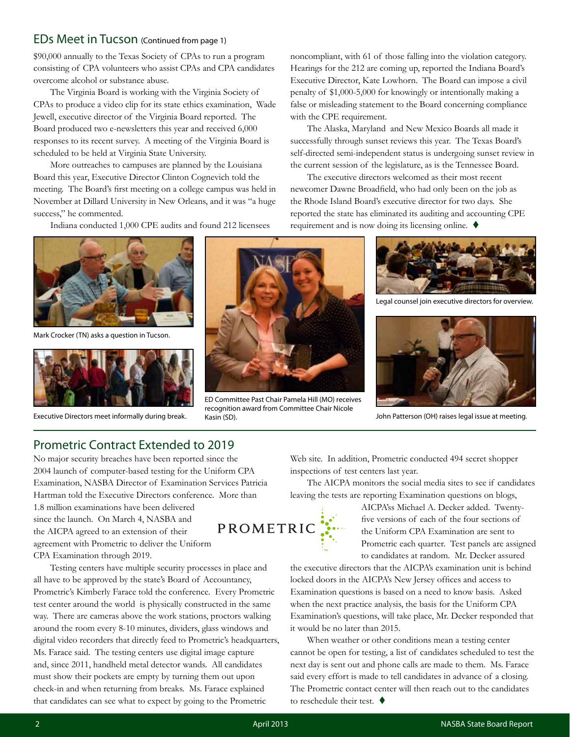## EDs Meet in Tucson (Continued from page 1)

$90,000 annually to the Texas Society of CPAs to run a program consisting of CPA volunteers who assist CPAs and CPA candidates overcome alcohol or substance abuse.

The Virginia Board is working with the Virginia Society of CPAs to produce a video clip for its state ethics examination, Wade Jewell, executive director of the Virginia Board reported. The Board produced two e-newsletters this year and received 6,000 responses to its recent survey. A meeting of the Virginia Board is scheduled to be held at Virginia State University.

More outreaches to campuses are planned by the Louisiana Board this year, Executive Director Clinton Cognevich told the meeting. The Board's first meeting on a college campus was held in November at Dillard University in New Orleans, and it was "a huge success," he commented.

Indiana conducted 1,000 CPE audits and found 212 licensees noncompliant, with 61 of those falling into the violation category. Hearings for the 212 are coming up, reported the Indiana Board's Executive Director, Kate Lowhorn. The Board can impose a civil penalty of $1,000-5,000 for knowingly or intentionally making a false or misleading statement to the Board concerning compliance with the CPE requirement.

The Alaska, Maryland and New Mexico Boards all made it successfully through sunset reviews this year. The Texas Board's self-directed semi-independent status is undergoing sunset review in the current session of the legislature, as is the Tennessee Board.

The executive directors welcomed as their most recent newcomer Dawne Broadfield, who had only been on the job as the Rhode Island Board's executive director for two days. She reported the state has eliminated its auditing and accounting CPE requirement and is now doing its licensing online. ♦

Mark Crocker (TN) asks a question in Tucson.

Executive Directors meet informally during break.

ED Committee Past Chair Pamela Hill (MO) receives recognition award from Committee Chair Nicole Kasin (SD).

Legal counsel join executive directors for overview.

John Patterson (OH) raises legal issue at meeting.

## Prometric Contract Extended to 2019

No major security breaches have been reported since the 2004 launch of computer-based testing for the Uniform CPA Examination, NASBA Director of Examination Services Patricia Hartman told the Executive Directors conference. More than 1.8 million examinations have been delivered since the launch. On March 4, NASBA and the AICPA agreed to an extension of their agreement with Prometric to deliver the Uniform CPA Examination through 2019.

Testing centers have multiple security processes in place and all have to be approved by the state's Board of Accountancy, Prometric's Kimberly Farace told the conference. Every Prometric test center around the world is physically constructed in the same way. There are cameras above the work stations, proctors walking around the room every 8-10 minutes, dividers, glass windows and digital video recorders that directly feed to Prometric's headquarters, Ms. Farace said. The testing centers use digital image capture and, since 2011, handheld metal detector wands. All candidates must show their pockets are empty by turning them out upon check-in and when returning from breaks. Ms. Farace explained that candidates can see what to expect by going to the Prometric Web site. In addition, Prometric conducted 494 secret shopper inspections of test centers last year.

The AICPA monitors the social media sites to see if candidates leaving the tests are reporting Examination questions on blogs, AICPA'ss Michael A. Decker added. Twenty-five versions of each of the four sections of the Uniform CPA Examination are sent to Prometric each quarter. Test panels are assigned to candidates at random. Mr. Decker assured the executive directors that the AICPA's examination unit is behind locked doors in the AICPA's New Jersey offices and access to Examination questions is based on a need to know basis. Asked when the next practice analysis, the basis for the Uniform CPA Examination's questions, will take place, Mr. Decker responded that it would be no later than 2015.

When weather or other conditions mean a testing center cannot be open for testing, a list of candidates scheduled to test the next day is sent out and phone calls are made to them. Ms. Farace said every effort is made to tell candidates in advance of a closing. The Prometric contact center will then reach out to the candidates to reschedule their test. ♦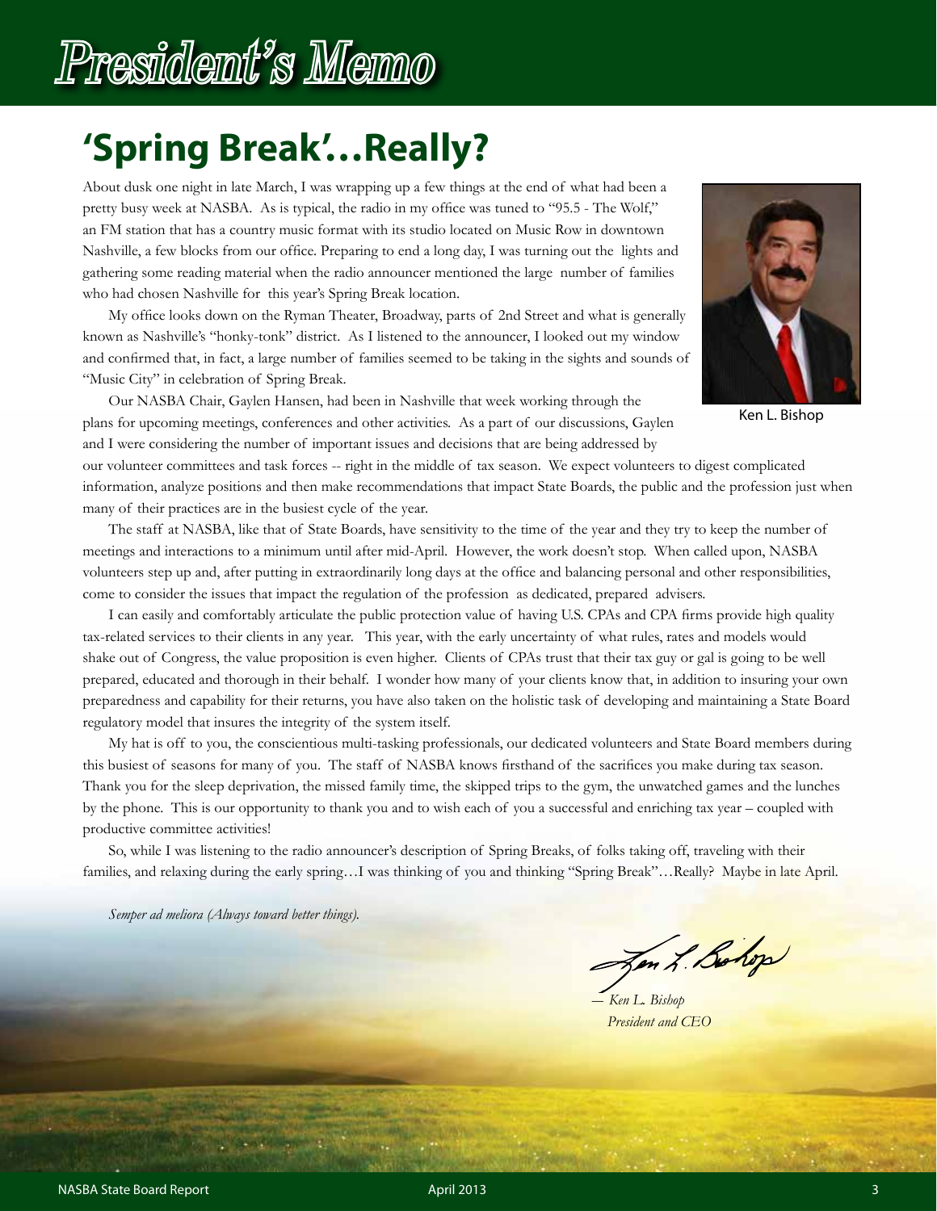# President's Memo

## 'Spring Break'…Really?

About dusk one night in late March, I was wrapping up a few things at the end of what had been a pretty busy week at NASBA. As is typical, the radio in my office was tuned to "95.5 - The Wolf," an FM station that has a country music format with its studio located on Music Row in downtown Nashville, a few blocks from our office. Preparing to end a long day, I was turning out the lights and gathering some reading material when the radio announcer mentioned the large number of families who had chosen Nashville for this year's Spring Break location.

My office looks down on the Ryman Theater, Broadway, parts of 2nd Street and what is generally known as Nashville's "honky-tonk" district. As I listened to the announcer, I looked out my window and confirmed that, in fact, a large number of families seemed to be taking in the sights and sounds of "Music City" in celebration of Spring Break.

Ken L. Bishop

Our NASBA Chair, Gaylen Hansen, had been in Nashville that week working through the plans for upcoming meetings, conferences and other activities. As a part of our discussions, Gaylen and I were considering the number of important issues and decisions that are being addressed by our volunteer committees and task forces -- right in the middle of tax season. We expect volunteers to digest complicated information, analyze positions and then make recommendations that impact State Boards, the public and the profession just when many of their practices are in the busiest cycle of the year.

The staff at NASBA, like that of State Boards, have sensitivity to the time of the year and they try to keep the number of meetings and interactions to a minimum until after mid-April. However, the work doesn't stop. When called upon, NASBA volunteers step up and, after putting in extraordinarily long days at the office and balancing personal and other responsibilities, come to consider the issues that impact the regulation of the profession as dedicated, prepared advisers.

I can easily and comfortably articulate the public protection value of having U.S. CPAs and CPA firms provide high quality tax-related services to their clients in any year. This year, with the early uncertainty of what rules, rates and models would shake out of Congress, the value proposition is even higher. Clients of CPAs trust that their tax guy or gal is going to be well prepared, educated and thorough in their behalf. I wonder how many of your clients know that, in addition to insuring your own preparedness and capability for their returns, you have also taken on the holistic task of developing and maintaining a State Board regulatory model that insures the integrity of the system itself.

My hat is off to you, the conscientious multi-tasking professionals, our dedicated volunteers and State Board members during this busiest of seasons for many of you. The staff of NASBA knows firsthand of the sacrifices you make during tax season. Thank you for the sleep deprivation, the missed family time, the skipped trips to the gym, the unwatched games and the lunches by the phone. This is our opportunity to thank you and to wish each of you a successful and enriching tax year – coupled with productive committee activities!

So, while I was listening to the radio announcer's description of Spring Breaks, of folks taking off, traveling with their families, and relaxing during the early spring…I was thinking of you and thinking "Spring Break"…Really? Maybe in late April.

*Semper ad meliora (Always toward better things).*

*— Ken L. Bishop*
*President and CEO*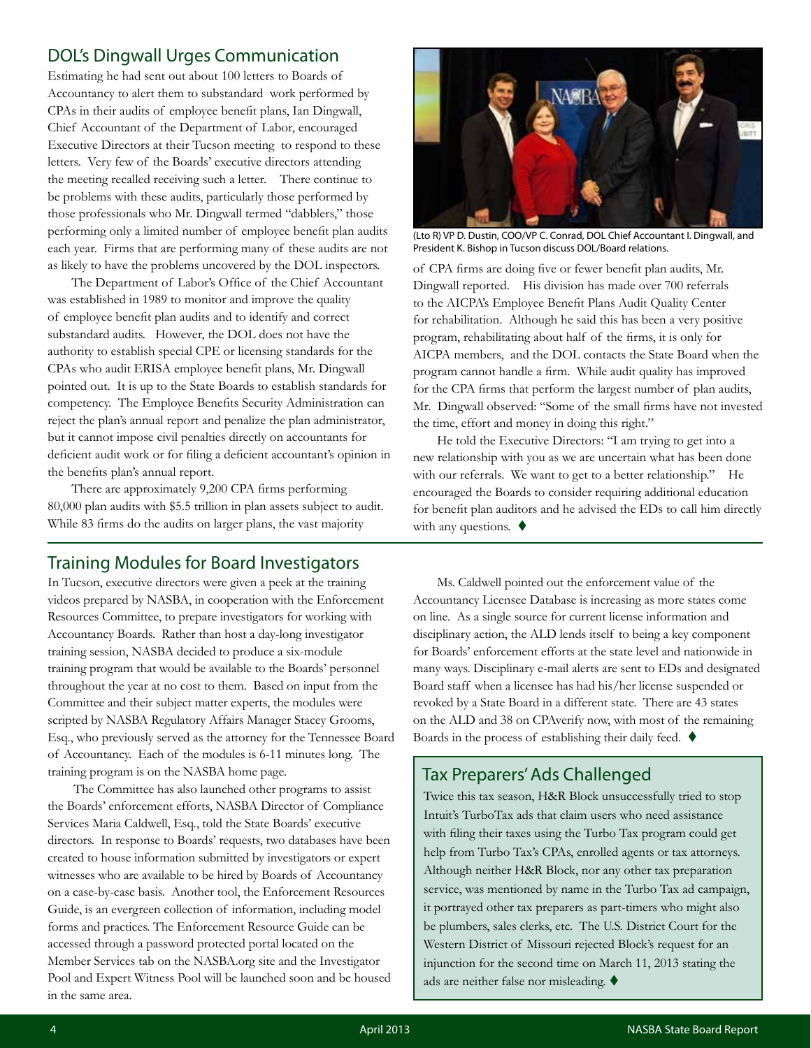## DOL's Dingwall Urges Communication

Estimating he had sent out about 100 letters to Boards of Accountancy to alert them to substandard work performed by CPAs in their audits of employee benefit plans, Ian Dingwall, Chief Accountant of the Department of Labor, encouraged Executive Directors at their Tucson meeting to respond to these letters. Very few of the Boards' executive directors attending the meeting recalled receiving such a letter. There continue to be problems with these audits, particularly those performed by those professionals who Mr. Dingwall termed "dabblers," those performing only a limited number of employee benefit plan audits each year. Firms that are performing many of these audits are not as likely to have the problems uncovered by the DOL inspectors.

The Department of Labor's Office of the Chief Accountant was established in 1989 to monitor and improve the quality of employee benefit plan audits and to identify and correct substandard audits. However, the DOL does not have the authority to establish special CPE or licensing standards for the CPAs who audit ERISA employee benefit plans, Mr. Dingwall pointed out. It is up to the State Boards to establish standards for competency. The Employee Benefits Security Administration can reject the plan's annual report and penalize the plan administrator, but it cannot impose civil penalties directly on accountants for deficient audit work or for filing a deficient accountant's opinion in the benefits plan's annual report.

There are approximately 9,200 CPA firms performing 80,000 plan audits with $5.5 trillion in plan assets subject to audit. While 83 firms do the audits on larger plans, the vast majority of CPA firms are doing five or fewer benefit plan audits, Mr. Dingwall reported. His division has made over 700 referrals to the AICPA's Employee Benefit Plans Audit Quality Center for rehabilitation. Although he said this has been a very positive program, rehabilitating about half of the firms, it is only for AICPA members, and the DOL contacts the State Board when the program cannot handle a firm. While audit quality has improved for the CPA firms that perform the largest number of plan audits, Mr. Dingwall observed: "Some of the small firms have not invested the time, effort and money in doing this right."

(Lto R) VP D. Dustin, COO/VP C. Conrad, DOL Chief Accountant I. Dingwall, and President K. Bishop in Tucson discuss DOL/Board relations.

He told the Executive Directors: "I am trying to get into a new relationship with you as we are uncertain what has been done with our referrals. We want to get to a better relationship." He encouraged the Boards to consider requiring additional education for benefit plan auditors and he advised the EDs to call him directly with any questions. ♦

## Training Modules for Board Investigators

In Tucson, executive directors were given a peek at the training videos prepared by NASBA, in cooperation with the Enforcement Resources Committee, to prepare investigators for working with Accountancy Boards. Rather than host a day-long investigator training session, NASBA decided to produce a six-module training program that would be available to the Boards' personnel throughout the year at no cost to them. Based on input from the Committee and their subject matter experts, the modules were scripted by NASBA Regulatory Affairs Manager Stacey Grooms, Esq., who previously served as the attorney for the Tennessee Board of Accountancy. Each of the modules is 6-11 minutes long. The training program is on the NASBA home page.

The Committee has also launched other programs to assist the Boards' enforcement efforts, NASBA Director of Compliance Services Maria Caldwell, Esq., told the State Boards' executive directors. In response to Boards' requests, two databases have been created to house information submitted by investigators or expert witnesses who are available to be hired by Boards of Accountancy on a case-by-case basis. Another tool, the Enforcement Resources Guide, is an evergreen collection of information, including model forms and practices. The Enforcement Resource Guide can be accessed through a password protected portal located on the Member Services tab on the NASBA.org site and the Investigator Pool and Expert Witness Pool will be launched soon and be housed in the same area.

Ms. Caldwell pointed out the enforcement value of the Accountancy Licensee Database is increasing as more states come on line. As a single source for current license information and disciplinary action, the ALD lends itself to being a key component for Boards' enforcement efforts at the state level and nationwide in many ways. Disciplinary e-mail alerts are sent to EDs and designated Board staff when a licensee has had his/her license suspended or revoked by a State Board in a different state. There are 43 states on the ALD and 38 on CPAverify now, with most of the remaining Boards in the process of establishing their daily feed. ♦

## Tax Preparers' Ads Challenged

Twice this tax season, H&R Block unsuccessfully tried to stop Intuit's TurboTax ads that claim users who need assistance with filing their taxes using the Turbo Tax program could get help from Turbo Tax's CPAs, enrolled agents or tax attorneys. Although neither H&R Block, nor any other tax preparation service, was mentioned by name in the Turbo Tax ad campaign, it portrayed other tax preparers as part-timers who might also be plumbers, sales clerks, etc. The U.S. District Court for the Western District of Missouri rejected Block's request for an injunction for the second time on March 11, 2013 stating the ads are neither false nor misleading. ♦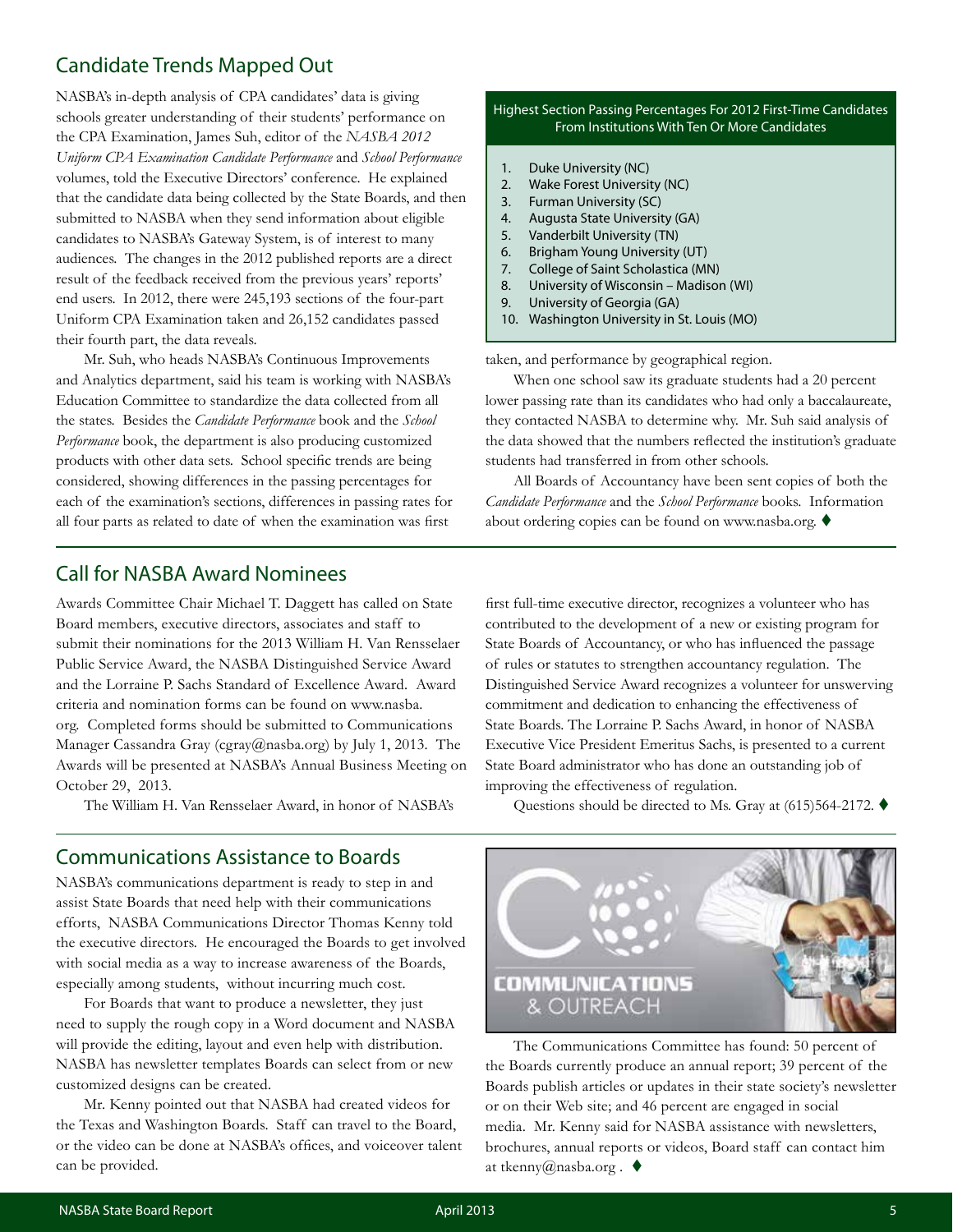## Candidate Trends Mapped Out

NASBA's in-depth analysis of CPA candidates' data is giving schools greater understanding of their students' performance on the CPA Examination, James Suh, editor of the *NASBA 2012 Uniform CPA Examination Candidate Performance* and *School Performance* volumes, told the Executive Directors' conference. He explained that the candidate data being collected by the State Boards, and then submitted to NASBA when they send information about eligible candidates to NASBA's Gateway System, is of interest to many audiences. The changes in the 2012 published reports are a direct result of the feedback received from the previous years' reports' end users. In 2012, there were 245,193 sections of the four-part Uniform CPA Examination taken and 26,152 candidates passed their fourth part, the data reveals.

Mr. Suh, who heads NASBA's Continuous Improvements and Analytics department, said his team is working with NASBA's Education Committee to standardize the data collected from all the states. Besides the *Candidate Performance* book and the *School Performance* book, the department is also producing customized products with other data sets. School specific trends are being considered, showing differences in the passing percentages for each of the examination's sections, differences in passing rates for all four parts as related to date of when the examination was first taken, and performance by geographical region.

When one school saw its graduate students had a 20 percent lower passing rate than its candidates who had only a baccalaureate, they contacted NASBA to determine why. Mr. Suh said analysis of the data showed that the numbers reflected the institution's graduate students had transferred in from other schools.

All Boards of Accountancy have been sent copies of both the *Candidate Performance* and the *School Performance* books. Information about ordering copies can be found on www.nasba.org. ♦

**Highest Section Passing Percentages For 2012 First-Time Candidates From Institutions With Ten Or More Candidates**

1. Duke University (NC)
2. Wake Forest University (NC)
3. Furman University (SC)
4. Augusta State University (GA)
5. Vanderbilt University (TN)
6. Brigham Young University (UT)
7. College of Saint Scholastica (MN)
8. University of Wisconsin – Madison (WI)
9. University of Georgia (GA)
10. Washington University in St. Louis (MO)

## Call for NASBA Award Nominees

Awards Committee Chair Michael T. Daggett has called on State Board members, executive directors, associates and staff to submit their nominations for the 2013 William H. Van Rensselaer Public Service Award, the NASBA Distinguished Service Award and the Lorraine P. Sachs Standard of Excellence Award. Award criteria and nomination forms can be found on www.nasba.org. Completed forms should be submitted to Communications Manager Cassandra Gray (cgray@nasba.org) by July 1, 2013. The Awards will be presented at NASBA's Annual Business Meeting on October 29, 2013.

The William H. Van Rensselaer Award, in honor of NASBA's first full-time executive director, recognizes a volunteer who has contributed to the development of a new or existing program for State Boards of Accountancy, or who has influenced the passage of rules or statutes to strengthen accountancy regulation. The Distinguished Service Award recognizes a volunteer for unswerving commitment and dedication to enhancing the effectiveness of State Boards. The Lorraine P. Sachs Award, in honor of NASBA Executive Vice President Emeritus Sachs, is presented to a current State Board administrator who has done an outstanding job of improving the effectiveness of regulation.

Questions should be directed to Ms. Gray at (615)564-2172. ♦

## Communications Assistance to Boards

NASBA's communications department is ready to step in and assist State Boards that need help with their communications efforts, NASBA Communications Director Thomas Kenny told the executive directors. He encouraged the Boards to get involved with social media as a way to increase awareness of the Boards, especially among students, without incurring much cost.

For Boards that want to produce a newsletter, they just need to supply the rough copy in a Word document and NASBA will provide the editing, layout and even help with distribution. NASBA has newsletter templates Boards can select from or new customized designs can be created.

Mr. Kenny pointed out that NASBA had created videos for the Texas and Washington Boards. Staff can travel to the Board, or the video can be done at NASBA's offices, and voiceover talent can be provided.

The Communications Committee has found: 50 percent of the Boards currently produce an annual report; 39 percent of the Boards publish articles or updates in their state society's newsletter or on their Web site; and 46 percent are engaged in social media. Mr. Kenny said for NASBA assistance with newsletters, brochures, annual reports or videos, Board staff can contact him at tkenny@nasba.org . ♦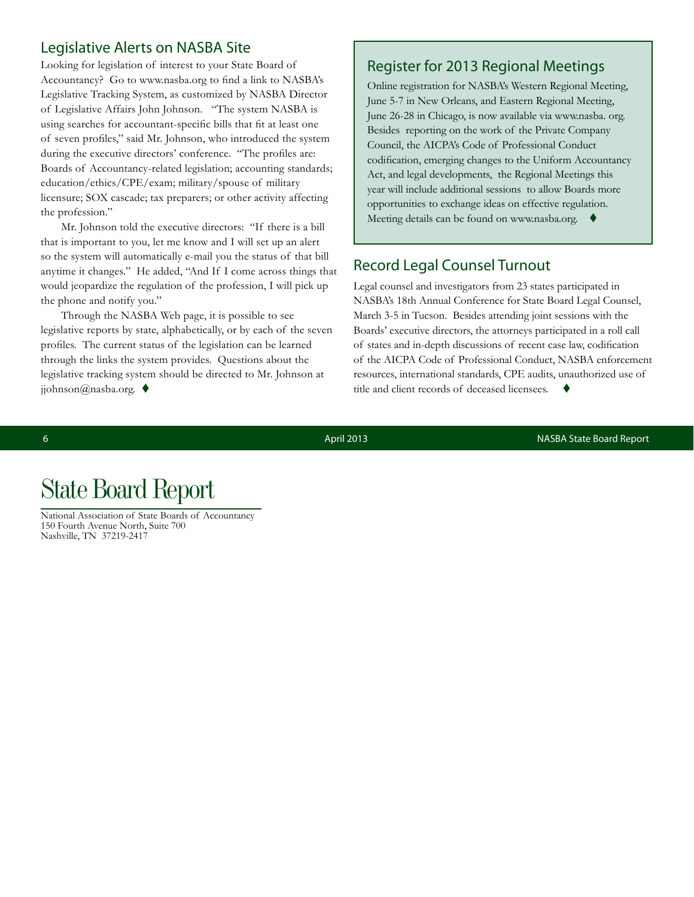## Legislative Alerts on NASBA Site

Looking for legislation of interest to your State Board of Accountancy? Go to www.nasba.org to find a link to NASBA's Legislative Tracking System, as customized by NASBA Director of Legislative Affairs John Johnson. "The system NASBA is using searches for accountant-specific bills that fit at least one of seven profiles," said Mr. Johnson, who introduced the system during the executive directors' conference. "The profiles are: Boards of Accountancy-related legislation; accounting standards; education/ethics/CPE/exam; military/spouse of military licensure; SOX cascade; tax preparers; or other activity affecting the profession."

Mr. Johnson told the executive directors: "If there is a bill that is important to you, let me know and I will set up an alert so the system will automatically e-mail you the status of that bill anytime it changes." He added, "And If I come across things that would jeopardize the regulation of the profession, I will pick up the phone and notify you."

Through the NASBA Web page, it is possible to see legislative reports by state, alphabetically, or by each of the seven profiles. The current status of the legislation can be learned through the links the system provides. Questions about the legislative tracking system should be directed to Mr. Johnson at jjohnson@nasba.org. ♦

## Register for 2013 Regional Meetings

Online registration for NASBA's Western Regional Meeting, June 5-7 in New Orleans, and Eastern Regional Meeting, June 26-28 in Chicago, is now available via www.nasba. org. Besides reporting on the work of the Private Company Council, the AICPA's Code of Professional Conduct codification, emerging changes to the Uniform Accountancy Act, and legal developments, the Regional Meetings this year will include additional sessions to allow Boards more opportunities to exchange ideas on effective regulation. Meeting details can be found on www.nasba.org. ♦

## Record Legal Counsel Turnout

Legal counsel and investigators from 23 states participated in NASBA's 18th Annual Conference for State Board Legal Counsel, March 3-5 in Tucson. Besides attending joint sessions with the Boards' executive directors, the attorneys participated in a roll call of states and in-depth discussions of recent case law, codification of the AICPA Code of Professional Conduct, NASBA enforcement resources, international standards, CPE audits, unauthorized use of title and client records of deceased licensees. ♦

# State Board Report

National Association of State Boards of Accountancy
150 Fourth Avenue North, Suite 700
Nashville, TN 37219-2417